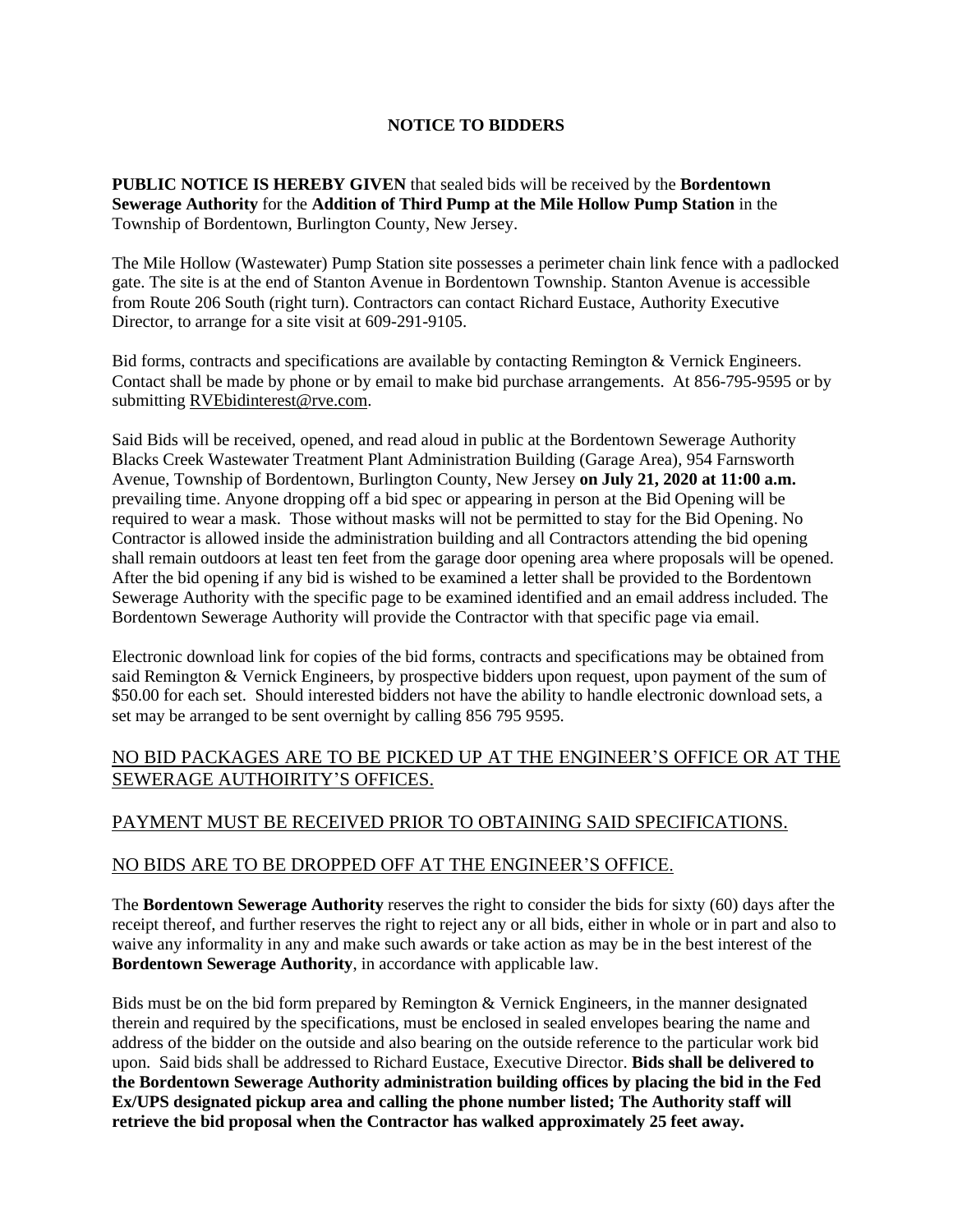# NOTICE TO BIDDERS

**PUBLIC NOTICE IS HEREBY GIVEN** that sealed bids will be received by the **Bordentown Sewerage Authority** for the **Addition of Third Pump at the Mile Hollow Pump Station** in the Township of Bordentown, Burlington County, New Jersey.

The Mile Hollow (Wastewater) Pump Station site possesses a perimeter chain link fence with a padlocked gate. The site is at the end of Stanton Avenue in Bordentown Township. Stanton Avenue is accessible from Route 206 South (right turn). Contractors can contact Richard Eustace, Authority Executive Director, to arrange for a site visit at 609-291-9105.

Bid forms, contracts and specifications are available by contacting Remington & Vernick Engineers. Contact shall be made by phone or by email to make bid purchase arrangements. At 856-795-9595 or by submitting RVEbidinterest@rve.com.

Said Bids will be received, opened, and read aloud in public at the Bordentown Sewerage Authority Blacks Creek Wastewater Treatment Plant Administration Building (Garage Area), 954 Farnsworth Avenue, Township of Bordentown, Burlington County, New Jersey **on July 21, 2020 at 11:00 a.m.** prevailing time. Anyone dropping off a bid spec or appearing in person at the Bid Opening will be required to wear a mask. Those without masks will not be permitted to stay for the Bid Opening. No Contractor is allowed inside the administration building and all Contractors attending the bid opening shall remain outdoors at least ten feet from the garage door opening area where proposals will be opened. After the bid opening if any bid is wished to be examined a letter shall be provided to the Bordentown Sewerage Authority with the specific page to be examined identified and an email address included. The Bordentown Sewerage Authority will provide the Contractor with that specific page via email.

Electronic download link for copies of the bid forms, contracts and specifications may be obtained from said Remington & Vernick Engineers, by prospective bidders upon request, upon payment of the sum of $50.00 for each set. Should interested bidders not have the ability to handle electronic download sets, a set may be arranged to be sent overnight by calling 856 795 9595.

<u>NO BID PACKAGES ARE TO BE PICKED UP AT THE ENGINEER'S OFFICE OR AT THE SEWERAGE AUTHOIRITY'S OFFICES.</u>

<u>PAYMENT MUST BE RECEIVED PRIOR TO OBTAINING SAID SPECIFICATIONS.</u>

<u>NO BIDS ARE TO BE DROPPED OFF AT THE ENGINEER'S OFFICE.</u>

The **Bordentown Sewerage Authority** reserves the right to consider the bids for sixty (60) days after the receipt thereof, and further reserves the right to reject any or all bids, either in whole or in part and also to waive any informality in any and make such awards or take action as may be in the best interest of the **Bordentown Sewerage Authority**, in accordance with applicable law.

Bids must be on the bid form prepared by Remington & Vernick Engineers, in the manner designated therein and required by the specifications, must be enclosed in sealed envelopes bearing the name and address of the bidder on the outside and also bearing on the outside reference to the particular work bid upon. Said bids shall be addressed to Richard Eustace, Executive Director. **Bids shall be delivered to the Bordentown Sewerage Authority administration building offices by placing the bid in the Fed Ex/UPS designated pickup area and calling the phone number listed; The Authority staff will retrieve the bid proposal when the Contractor has walked approximately 25 feet away.**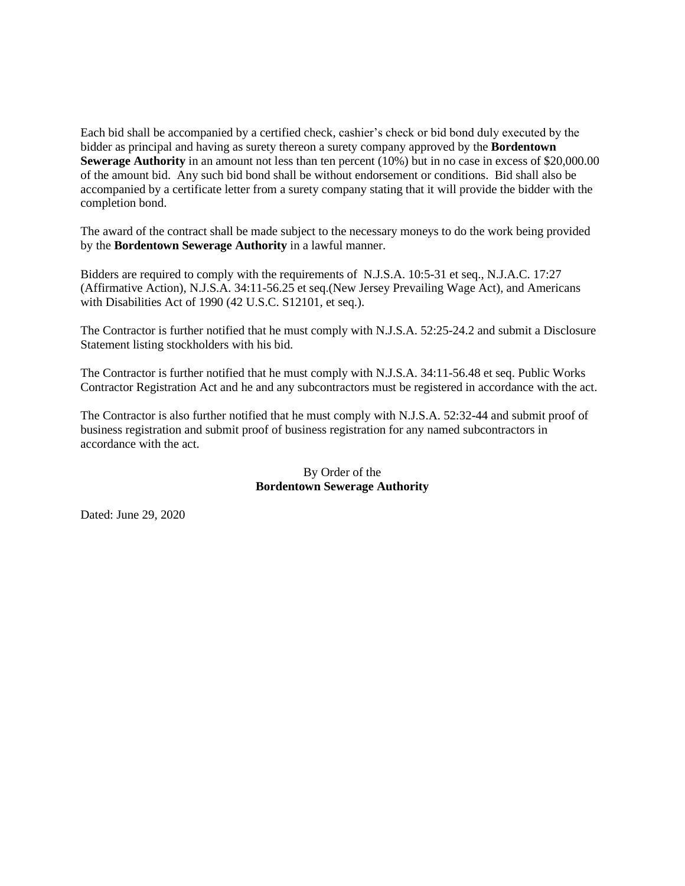Each bid shall be accompanied by a certified check, cashier's check or bid bond duly executed by the bidder as principal and having as surety thereon a surety company approved by the **Bordentown Sewerage Authority** in an amount not less than ten percent (10%) but in no case in excess of $20,000.00 of the amount bid. Any such bid bond shall be without endorsement or conditions. Bid shall also be accompanied by a certificate letter from a surety company stating that it will provide the bidder with the completion bond.

The award of the contract shall be made subject to the necessary moneys to do the work being provided by the **Bordentown Sewerage Authority** in a lawful manner.

Bidders are required to comply with the requirements of N.J.S.A. 10:5-31 et seq., N.J.A.C. 17:27 (Affirmative Action), N.J.S.A. 34:11-56.25 et seq.(New Jersey Prevailing Wage Act), and Americans with Disabilities Act of 1990 (42 U.S.C. S12101, et seq.).

The Contractor is further notified that he must comply with N.J.S.A. 52:25-24.2 and submit a Disclosure Statement listing stockholders with his bid.

The Contractor is further notified that he must comply with N.J.S.A. 34:11-56.48 et seq. Public Works Contractor Registration Act and he and any subcontractors must be registered in accordance with the act.

The Contractor is also further notified that he must comply with N.J.S.A. 52:32-44 and submit proof of business registration and submit proof of business registration for any named subcontractors in accordance with the act.

By Order of the
**Bordentown Sewerage Authority**

Dated: June 29, 2020